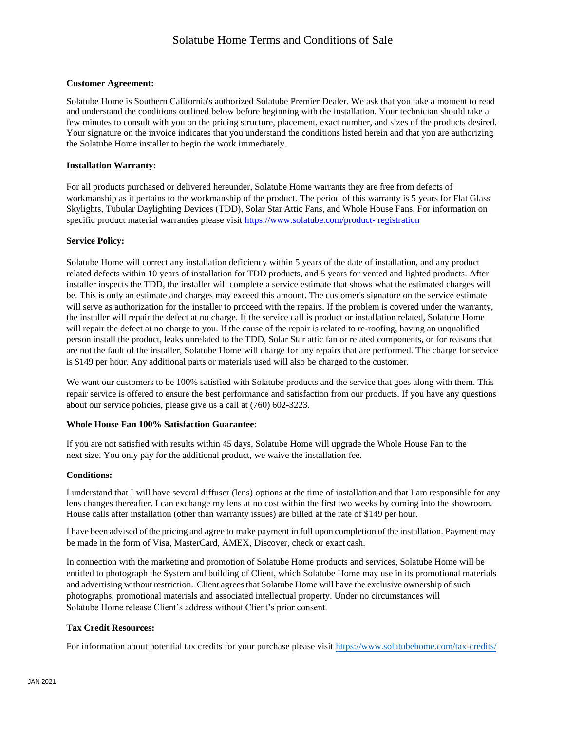# Solatube Home Terms and Conditions of Sale

**Customer Agreement:**

Solatube Home is Southern California's authorized Solatube Premier Dealer. We ask that you take a moment to read and understand the conditions outlined below before beginning with the installation. Your technician should take a few minutes to consult with you on the pricing structure, placement, exact number, and sizes of the products desired. Your signature on the invoice indicates that you understand the conditions listed herein and that you are authorizing the Solatube Home installer to begin the work immediately.

**Installation Warranty:**

For all products purchased or delivered hereunder, Solatube Home warrants they are free from defects of workmanship as it pertains to the workmanship of the product. The period of this warranty is 5 years for Flat Glass Skylights, Tubular Daylighting Devices (TDD), Solar Star Attic Fans, and Whole House Fans. For information on specific product material warranties please visit https://www.solatube.com/product- registration

**Service Policy:**

Solatube Home will correct any installation deficiency within 5 years of the date of installation, and any product related defects within 10 years of installation for TDD products, and 5 years for vented and lighted products. After installer inspects the TDD, the installer will complete a service estimate that shows what the estimated charges will be. This is only an estimate and charges may exceed this amount. The customer's signature on the service estimate will serve as authorization for the installer to proceed with the repairs. If the problem is covered under the warranty, the installer will repair the defect at no charge. If the service call is product or installation related, Solatube Home will repair the defect at no charge to you. If the cause of the repair is related to re-roofing, having an unqualified person install the product, leaks unrelated to the TDD, Solar Star attic fan or related components, or for reasons that are not the fault of the installer, Solatube Home will charge for any repairs that are performed. The charge for service is $149 per hour. Any additional parts or materials used will also be charged to the customer.

We want our customers to be 100% satisfied with Solatube products and the service that goes along with them. This repair service is offered to ensure the best performance and satisfaction from our products. If you have any questions about our service policies, please give us a call at (760) 602-3223.

**Whole House Fan 100% Satisfaction Guarantee**:

If you are not satisfied with results within 45 days, Solatube Home will upgrade the Whole House Fan to the next size. You only pay for the additional product, we waive the installation fee.

**Conditions:**

I understand that I will have several diffuser (lens) options at the time of installation and that I am responsible for any lens changes thereafter. I can exchange my lens at no cost within the first two weeks by coming into the showroom. House calls after installation (other than warranty issues) are billed at the rate of $149 per hour.

I have been advised of the pricing and agree to make payment in full upon completion of the installation. Payment may be made in the form of Visa, MasterCard, AMEX, Discover, check or exact cash.

In connection with the marketing and promotion of Solatube Home products and services, Solatube Home will be entitled to photograph the System and building of Client, which Solatube Home may use in its promotional materials and advertising without restriction. Client agrees that Solatube Home will have the exclusive ownership of such photographs, promotional materials and associated intellectual property. Under no circumstances will Solatube Home release Client's address without Client's prior consent.

**Tax Credit Resources:**

For information about potential tax credits for your purchase please visit https://www.solatubehome.com/tax-credits/

JAN 2021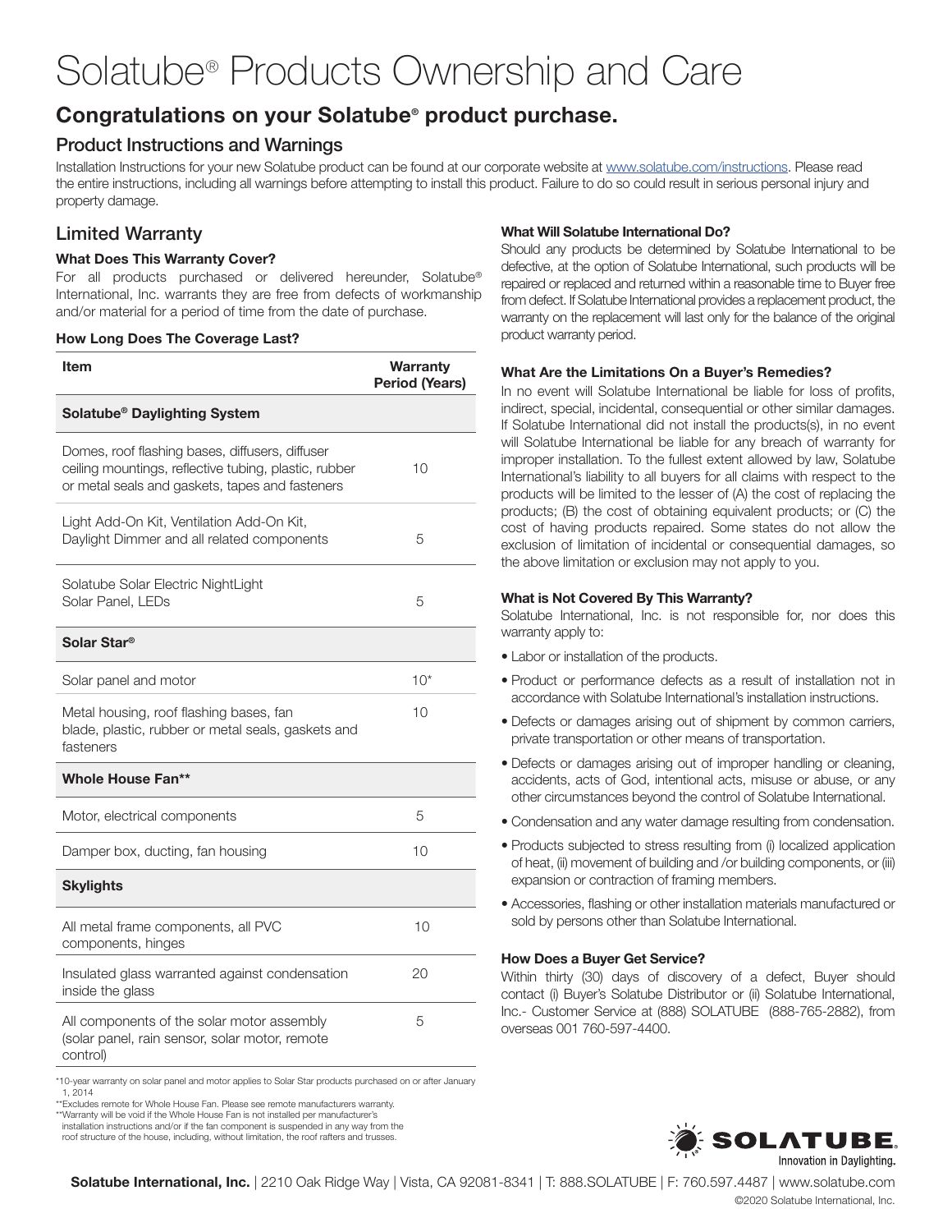# Solatube® Products Ownership and Care

## Congratulations on your Solatube® product purchase.

### Product Instructions and Warnings

Installation Instructions for your new Solatube product can be found at our corporate website at www.solatube.com/instructions. Please read the entire instructions, including all warnings before attempting to install this product. Failure to do so could result in serious personal injury and property damage.

### Limited Warranty

**What Does This Warranty Cover?**

For all products purchased or delivered hereunder, Solatube® International, Inc. warrants they are free from defects of workmanship and/or material for a period of time from the date of purchase.

**How Long Does The Coverage Last?**

| Item | Warranty Period (Years) |
|---|---|
| **Solatube® Daylighting System** | |
| Domes, roof flashing bases, diffusers, diffuser ceiling mountings, reflective tubing, plastic, rubber or metal seals and gaskets, tapes and fasteners | 10 |
| Light Add-On Kit, Ventilation Add-On Kit, Daylight Dimmer and all related components | 5 |
| Solatube Solar Electric NightLight Solar Panel, LEDs | 5 |
| **Solar Star®** | |
| Solar panel and motor | 10* |
| Metal housing, roof flashing bases, fan blade, plastic, rubber or metal seals, gaskets and fasteners | 10 |
| **Whole House Fan**** | |
| Motor, electrical components | 5 |
| Damper box, ducting, fan housing | 10 |
| **Skylights** | |
| All metal frame components, all PVC components, hinges | 10 |
| Insulated glass warranted against condensation inside the glass | 20 |
| All components of the solar motor assembly (solar panel, rain sensor, solar motor, remote control) | 5 |

*10-year warranty on solar panel and motor applies to Solar Star products purchased on or after January 1, 2014

**Excludes remote for Whole House Fan. Please see remote manufacturers warranty.

**Warranty will be void if the Whole House Fan is not installed per manufacturer's installation instructions and/or if the fan component is suspended in any way from the roof structure of the house, including, without limitation, the roof rafters and trusses.

**What Will Solatube International Do?**

Should any products be determined by Solatube International to be defective, at the option of Solatube International, such products will be repaired or replaced and returned within a reasonable time to Buyer free from defect. If Solatube International provides a replacement product, the warranty on the replacement will last only for the balance of the original product warranty period.

**What Are the Limitations On a Buyer's Remedies?**

In no event will Solatube International be liable for loss of profits, indirect, special, incidental, consequential or other similar damages. If Solatube International did not install the products(s), in no event will Solatube International be liable for any breach of warranty for improper installation. To the fullest extent allowed by law, Solatube International's liability to all buyers for all claims with respect to the products will be limited to the lesser of (A) the cost of replacing the products; (B) the cost of obtaining equivalent products; or (C) the cost of having products repaired. Some states do not allow the exclusion of limitation of incidental or consequential damages, so the above limitation or exclusion may not apply to you.

**What is Not Covered By This Warranty?**

Solatube International, Inc. is not responsible for, nor does this warranty apply to:

- Labor or installation of the products.
- Product or performance defects as a result of installation not in accordance with Solatube International's installation instructions.
- Defects or damages arising out of shipment by common carriers, private transportation or other means of transportation.
- Defects or damages arising out of improper handling or cleaning, accidents, acts of God, intentional acts, misuse or abuse, or any other circumstances beyond the control of Solatube International.
- Condensation and any water damage resulting from condensation.
- Products subjected to stress resulting from (i) localized application of heat, (ii) movement of building and /or building components, or (iii) expansion or contraction of framing members.
- Accessories, flashing or other installation materials manufactured or sold by persons other than Solatube International.

**How Does a Buyer Get Service?**

Within thirty (30) days of discovery of a defect, Buyer should contact (i) Buyer's Solatube Distributor or (ii) Solatube International, Inc.- Customer Service at (888) SOLATUBE (888-765-2882), from overseas 001 760-597-4400.

SOLATUBE
Innovation in Daylighting.

**Solatube International, Inc.** | 2210 Oak Ridge Way | Vista, CA 92081-8341 | T: 888.SOLATUBE | F: 760.597.4487 | www.solatube.com

©2020 Solatube International, Inc.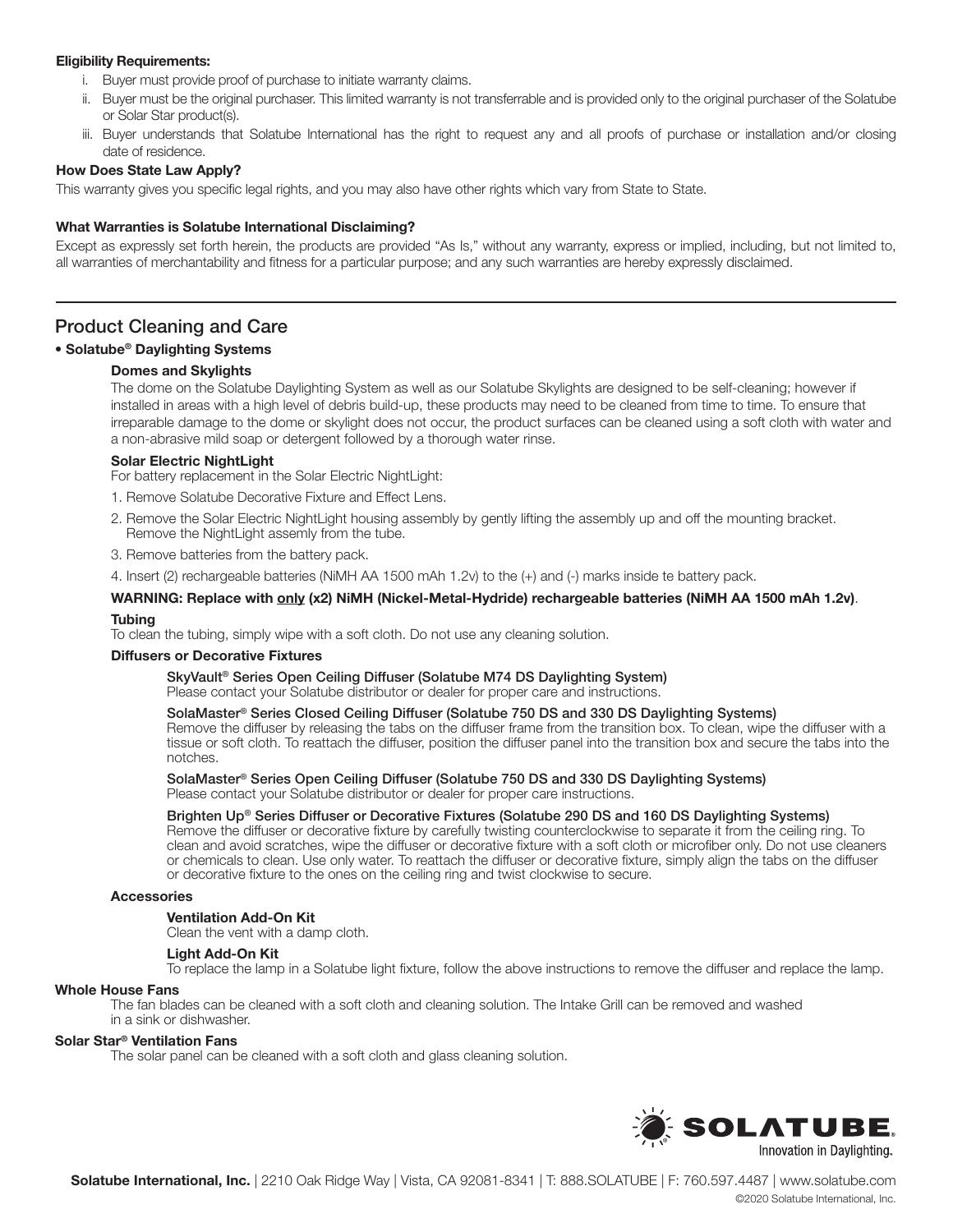**Eligibility Requirements:**

i. Buyer must provide proof of purchase to initiate warranty claims.

ii. Buyer must be the original purchaser. This limited warranty is not transferrable and is provided only to the original purchaser of the Solatube or Solar Star product(s).

iii. Buyer understands that Solatube International has the right to request any and all proofs of purchase or installation and/or closing date of residence.

**How Does State Law Apply?**

This warranty gives you specific legal rights, and you may also have other rights which vary from State to State.

**What Warranties is Solatube International Disclaiming?**

Except as expressly set forth herein, the products are provided "As Is," without any warranty, express or implied, including, but not limited to, all warranties of merchantability and fitness for a particular purpose; and any such warranties are hereby expressly disclaimed.

---

## Product Cleaning and Care

- **Solatube® Daylighting Systems**

**Domes and Skylights**

The dome on the Solatube Daylighting System as well as our Solatube Skylights are designed to be self-cleaning; however if installed in areas with a high level of debris build-up, these products may need to be cleaned from time to time. To ensure that irreparable damage to the dome or skylight does not occur, the product surfaces can be cleaned using a soft cloth with water and a non-abrasive mild soap or detergent followed by a thorough water rinse.

**Solar Electric NightLight**

For battery replacement in the Solar Electric NightLight:

1. Remove Solatube Decorative Fixture and Effect Lens.
2. Remove the Solar Electric NightLight housing assembly by gently lifting the assembly up and off the mounting bracket. Remove the NightLight assemly from the tube.
3. Remove batteries from the battery pack.
4. Insert (2) rechargeable batteries (NiMH AA 1500 mAh 1.2v) to the (+) and (-) marks inside te battery pack.

**WARNING: Replace with only (x2) NiMH (Nickel-Metal-Hydride) rechargeable batteries (NiMH AA 1500 mAh 1.2v)**.

**Tubing**

To clean the tubing, simply wipe with a soft cloth. Do not use any cleaning solution.

**Diffusers or Decorative Fixtures**

SkyVault® Series Open Ceiling Diffuser (Solatube M74 DS Daylighting System)
Please contact your Solatube distributor or dealer for proper care and instructions.

SolaMaster® Series Closed Ceiling Diffuser (Solatube 750 DS and 330 DS Daylighting Systems)
Remove the diffuser by releasing the tabs on the diffuser frame from the transition box. To clean, wipe the diffuser with a tissue or soft cloth. To reattach the diffuser, position the diffuser panel into the transition box and secure the tabs into the notches.

SolaMaster® Series Open Ceiling Diffuser (Solatube 750 DS and 330 DS Daylighting Systems)
Please contact your Solatube distributor or dealer for proper care instructions.

Brighten Up® Series Diffuser or Decorative Fixtures (Solatube 290 DS and 160 DS Daylighting Systems)
Remove the diffuser or decorative fixture by carefully twisting counterclockwise to separate it from the ceiling ring. To clean and avoid scratches, wipe the diffuser or decorative fixture with a soft cloth or microfiber only. Do not use cleaners or chemicals to clean. Use only water. To reattach the diffuser or decorative fixture, simply align the tabs on the diffuser or decorative fixture to the ones on the ceiling ring and twist clockwise to secure.

**Accessories**

**Ventilation Add-On Kit**
Clean the vent with a damp cloth.

**Light Add-On Kit**
To replace the lamp in a Solatube light fixture, follow the above instructions to remove the diffuser and replace the lamp.

**Whole House Fans**

The fan blades can be cleaned with a soft cloth and cleaning solution. The Intake Grill can be removed and washed in a sink or dishwasher.

**Solar Star® Ventilation Fans**

The solar panel can be cleaned with a soft cloth and glass cleaning solution.

SOLATUBE
Innovation in Daylighting.

**Solatube International, Inc.** | 2210 Oak Ridge Way | Vista, CA 92081-8341 | T: 888.SOLATUBE | F: 760.597.4487 | www.solatube.com

©2020 Solatube International, Inc.